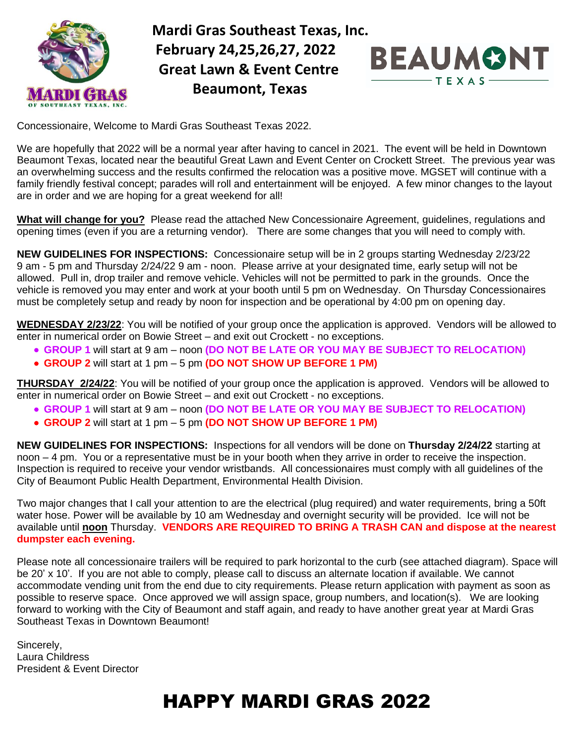# Mardi Gras Southeast Texas, Inc.
## February 24,25,26,27, 2022
## Great Lawn & Event Centre
## Beaumont, Texas

Concessionaire, Welcome to Mardi Gras Southeast Texas 2022.

We are hopefully that 2022 will be a normal year after having to cancel in 2021. The event will be held in Downtown Beaumont Texas, located near the beautiful Great Lawn and Event Center on Crockett Street. The previous year was an overwhelming success and the results confirmed the relocation was a positive move. MGSET will continue with a family friendly festival concept; parades will roll and entertainment will be enjoyed. A few minor changes to the layout are in order and we are hoping for a great weekend for all!

**What will change for you?** Please read the attached New Concessionaire Agreement, guidelines, regulations and opening times (even if you are a returning vendor). There are some changes that you will need to comply with.

**NEW GUIDELINES FOR INSPECTIONS:** Concessionaire setup will be in 2 groups starting Wednesday 2/23/22 9 am - 5 pm and Thursday 2/24/22 9 am - noon. Please arrive at your designated time, early setup will not be allowed. Pull in, drop trailer and remove vehicle. Vehicles will not be permitted to park in the grounds. Once the vehicle is removed you may enter and work at your booth until 5 pm on Wednesday. On Thursday Concessionaires must be completely setup and ready by noon for inspection and be operational by 4:00 pm on opening day.

**WEDNESDAY 2/23/22**: You will be notified of your group once the application is approved. Vendors will be allowed to enter in numerical order on Bowie Street – and exit out Crockett - no exceptions.

- **GROUP 1** will start at 9 am – noon **(DO NOT BE LATE OR YOU MAY BE SUBJECT TO RELOCATION)**
- **GROUP 2** will start at 1 pm – 5 pm **(DO NOT SHOW UP BEFORE 1 PM)**

**THURSDAY 2/24/22**: You will be notified of your group once the application is approved. Vendors will be allowed to enter in numerical order on Bowie Street – and exit out Crockett - no exceptions.

- **GROUP 1** will start at 9 am – noon **(DO NOT BE LATE OR YOU MAY BE SUBJECT TO RELOCATION)**
- **GROUP 2** will start at 1 pm – 5 pm **(DO NOT SHOW UP BEFORE 1 PM)**

**NEW GUIDELINES FOR INSPECTIONS:** Inspections for all vendors will be done on **Thursday 2/24/22** starting at noon – 4 pm. You or a representative must be in your booth when they arrive in order to receive the inspection. Inspection is required to receive your vendor wristbands. All concessionaires must comply with all guidelines of the City of Beaumont Public Health Department, Environmental Health Division.

Two major changes that I call your attention to are the electrical (plug required) and water requirements, bring a 50ft water hose. Power will be available by 10 am Wednesday and overnight security will be provided. Ice will not be available until **noon** Thursday. **VENDORS ARE REQUIRED TO BRING A TRASH CAN and dispose at the nearest dumpster each evening.**

Please note all concessionaire trailers will be required to park horizontal to the curb (see attached diagram). Space will be 20' x 10'. If you are not able to comply, please call to discuss an alternate location if available. We cannot accommodate vending unit from the end due to city requirements. Please return application with payment as soon as possible to reserve space. Once approved we will assign space, group numbers, and location(s). We are looking forward to working with the City of Beaumont and staff again, and ready to have another great year at Mardi Gras Southeast Texas in Downtown Beaumont!

Sincerely,
Laura Childress
President & Event Director

# HAPPY MARDI GRAS 2022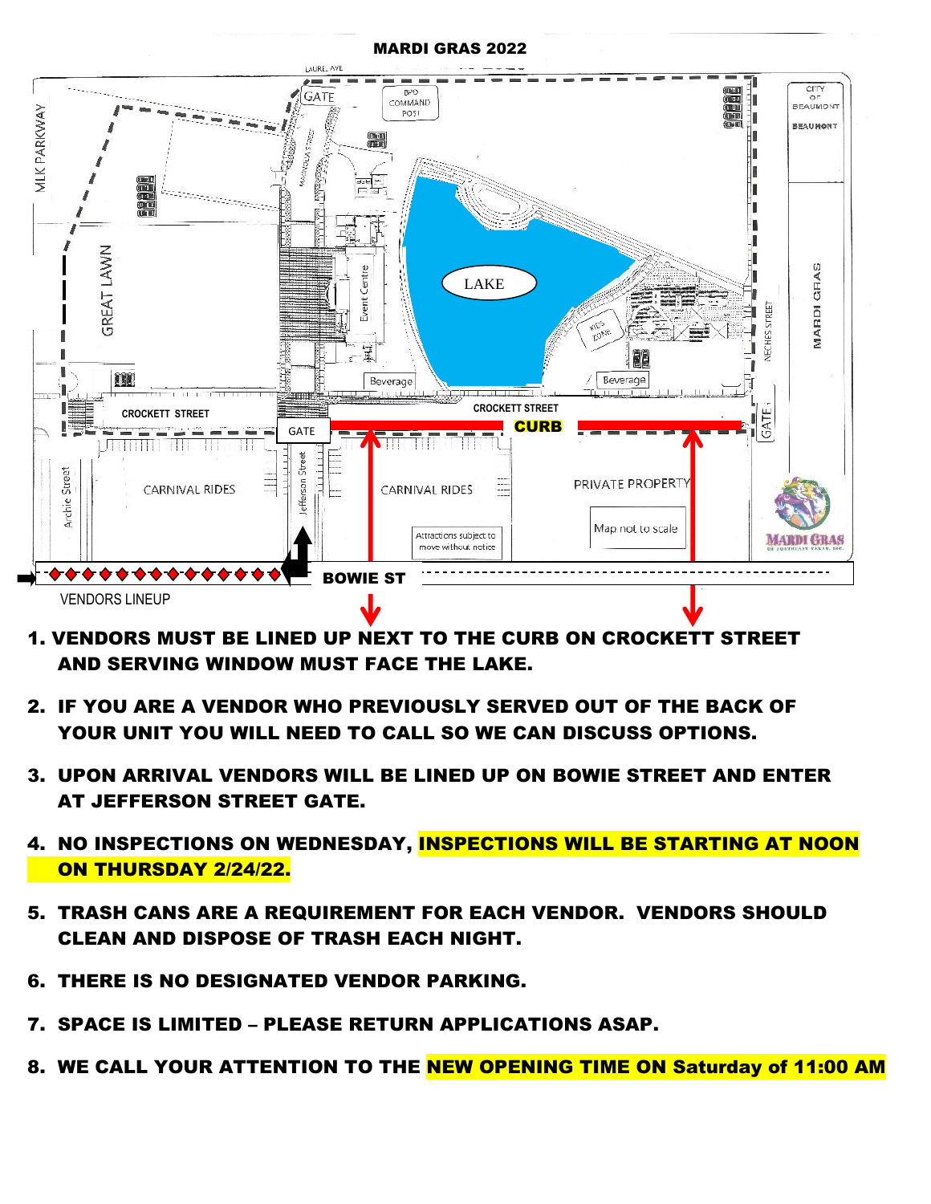# MARDI GRAS 2022

LAUREL AVE

GATE

BPD COMMAND POST

CITY OF BEAUMONT

MLK PARKWAY

GREAT LAWN

Event Centre

LAKE

KIDS ZONE

Beverage

Beverage

NECHES STREET

MARDI GRAS

CROCKETT STREET

CROCKETT STREET

CURB

GATE

GATE

Archie Street

CARNIVAL RIDES

Jefferson Street

CARNIVAL RIDES

PRIVATE PROPERTY

Map not to scale

Attractions subject to move without notice

BOWIE ST

VENDORS LINEUP

1. **VENDORS MUST BE LINED UP NEXT TO THE CURB ON CROCKETT STREET AND SERVING WINDOW MUST FACE THE LAKE.**
2. **IF YOU ARE A VENDOR WHO PREVIOUSLY SERVED OUT OF THE BACK OF YOUR UNIT YOU WILL NEED TO CALL SO WE CAN DISCUSS OPTIONS.**
3. **UPON ARRIVAL VENDORS WILL BE LINED UP ON BOWIE STREET AND ENTER AT JEFFERSON STREET GATE.**
4. **NO INSPECTIONS ON WEDNESDAY, INSPECTIONS WILL BE STARTING AT NOON ON THURSDAY 2/24/22.**
5. **TRASH CANS ARE A REQUIREMENT FOR EACH VENDOR. VENDORS SHOULD CLEAN AND DISPOSE OF TRASH EACH NIGHT.**
6. **THERE IS NO DESIGNATED VENDOR PARKING.**
7. **SPACE IS LIMITED – PLEASE RETURN APPLICATIONS ASAP.**
8. **WE CALL YOUR ATTENTION TO THE NEW OPENING TIME ON Saturday of 11:00 AM**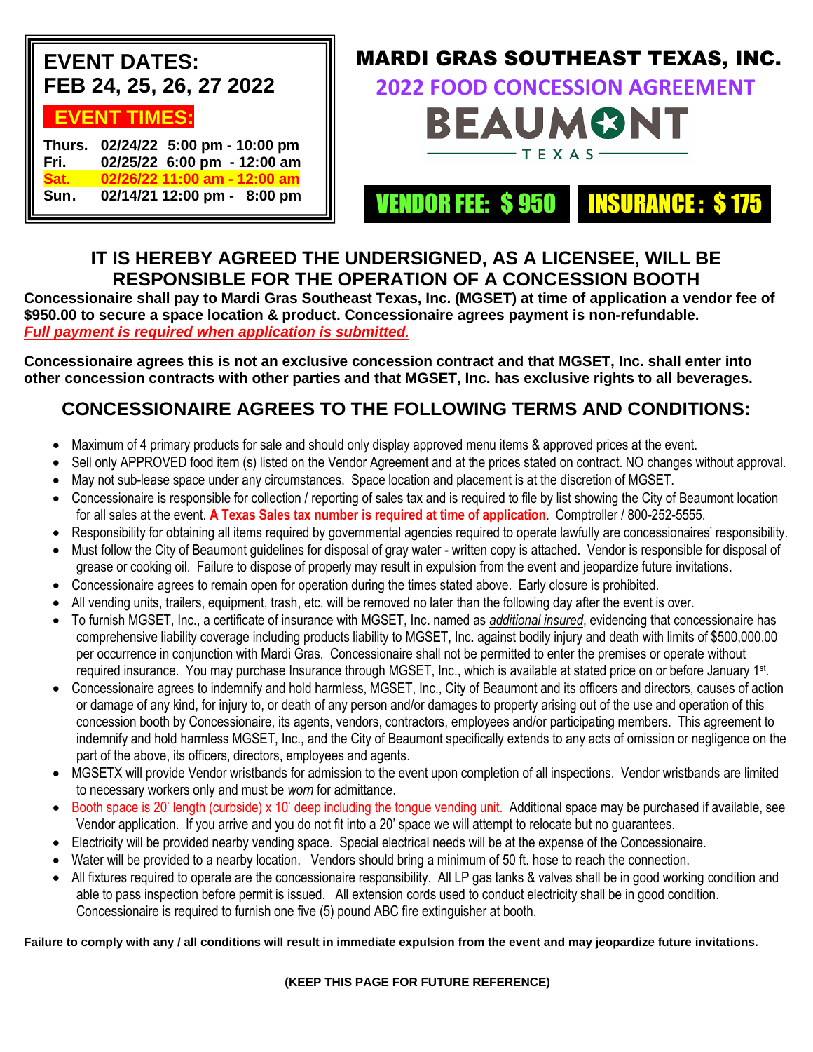**EVENT DATES:**
**FEB 24, 25, 26, 27 2022**

**EVENT TIMES:**

| | |
|---|---|
| Thurs. | 02/24/22 5:00 pm - 10:00 pm |
| Fri. | 02/25/22 6:00 pm - 12:00 am |
| Sat. | 02/26/22 11:00 am - 12:00 am |
| Sun. | 02/14/21 12:00 pm - 8:00 pm |

# MARDI GRAS SOUTHEAST TEXAS, INC.

## 2022 FOOD CONCESSION AGREEMENT

BEAUMONT TEXAS

**VENDOR FEE: $ 950** **INSURANCE : $ 175**

## IT IS HEREBY AGREED THE UNDERSIGNED, AS A LICENSEE, WILL BE RESPONSIBLE FOR THE OPERATION OF A CONCESSION BOOTH

**Concessionaire shall pay to Mardi Gras Southeast Texas, Inc. (MGSET) at time of application a vendor fee of $950.00 to secure a space location & product. Concessionaire agrees payment is non-refundable.**
***Full payment is required when application is submitted.***

**Concessionaire agrees this is not an exclusive concession contract and that MGSET, Inc. shall enter into other concession contracts with other parties and that MGSET, Inc. has exclusive rights to all beverages.**

## CONCESSIONAIRE AGREES TO THE FOLLOWING TERMS AND CONDITIONS:

- Maximum of 4 primary products for sale and should only display approved menu items & approved prices at the event.
- Sell only APPROVED food item (s) listed on the Vendor Agreement and at the prices stated on contract. NO changes without approval.
- May not sub-lease space under any circumstances. Space location and placement is at the discretion of MGSET.
- Concessionaire is responsible for collection / reporting of sales tax and is required to file by list showing the City of Beaumont location for all sales at the event. **A Texas Sales tax number is required at time of application**. Comptroller / 800-252-5555.
- Responsibility for obtaining all items required by governmental agencies required to operate lawfully are concessionaires' responsibility.
- Must follow the City of Beaumont guidelines for disposal of gray water - written copy is attached. Vendor is responsible for disposal of grease or cooking oil. Failure to dispose of properly may result in expulsion from the event and jeopardize future invitations.
- Concessionaire agrees to remain open for operation during the times stated above. Early closure is prohibited.
- All vending units, trailers, equipment, trash, etc. will be removed no later than the following day after the event is over.
- To furnish MGSET, Inc., a certificate of insurance with MGSET, Inc. named as *additional insured*, evidencing that concessionaire has comprehensive liability coverage including products liability to MGSET, Inc. against bodily injury and death with limits of $500,000.00 per occurrence in conjunction with Mardi Gras. Concessionaire shall not be permitted to enter the premises or operate without required insurance. You may purchase Insurance through MGSET, Inc., which is available at stated price on or before January 1st.
- Concessionaire agrees to indemnify and hold harmless, MGSET, Inc., City of Beaumont and its officers and directors, causes of action or damage of any kind, for injury to, or death of any person and/or damages to property arising out of the use and operation of this concession booth by Concessionaire, its agents, vendors, contractors, employees and/or participating members. This agreement to indemnify and hold harmless MGSET, Inc., and the City of Beaumont specifically extends to any acts of omission or negligence on the part of the above, its officers, directors, employees and agents.
- MGSETX will provide Vendor wristbands for admission to the event upon completion of all inspections. Vendor wristbands are limited to *necessary* workers only and must be *worn* for admittance.
- Booth space is 20' length (curbside) x 10' deep including the tongue vending unit. Additional space may be purchased if available, see Vendor application. If you arrive and you do not fit into a 20' space we will attempt to relocate but no guarantees.
- Electricity will be provided nearby vending space. Special electrical needs will be at the expense of the Concessionaire.
- Water will be provided to a nearby location. Vendors should bring a minimum of 50 ft. hose to reach the connection.
- All fixtures required to operate are the concessionaire responsibility. All LP gas tanks & valves shall be in good working condition and able to pass inspection before permit is issued. All extension cords used to conduct electricity shall be in good condition. Concessionaire is required to furnish one five (5) pound ABC fire extinguisher at booth.

**Failure to comply with any / all conditions will result in immediate expulsion from the event and may jeopardize future invitations.**

**(KEEP THIS PAGE FOR FUTURE REFERENCE)**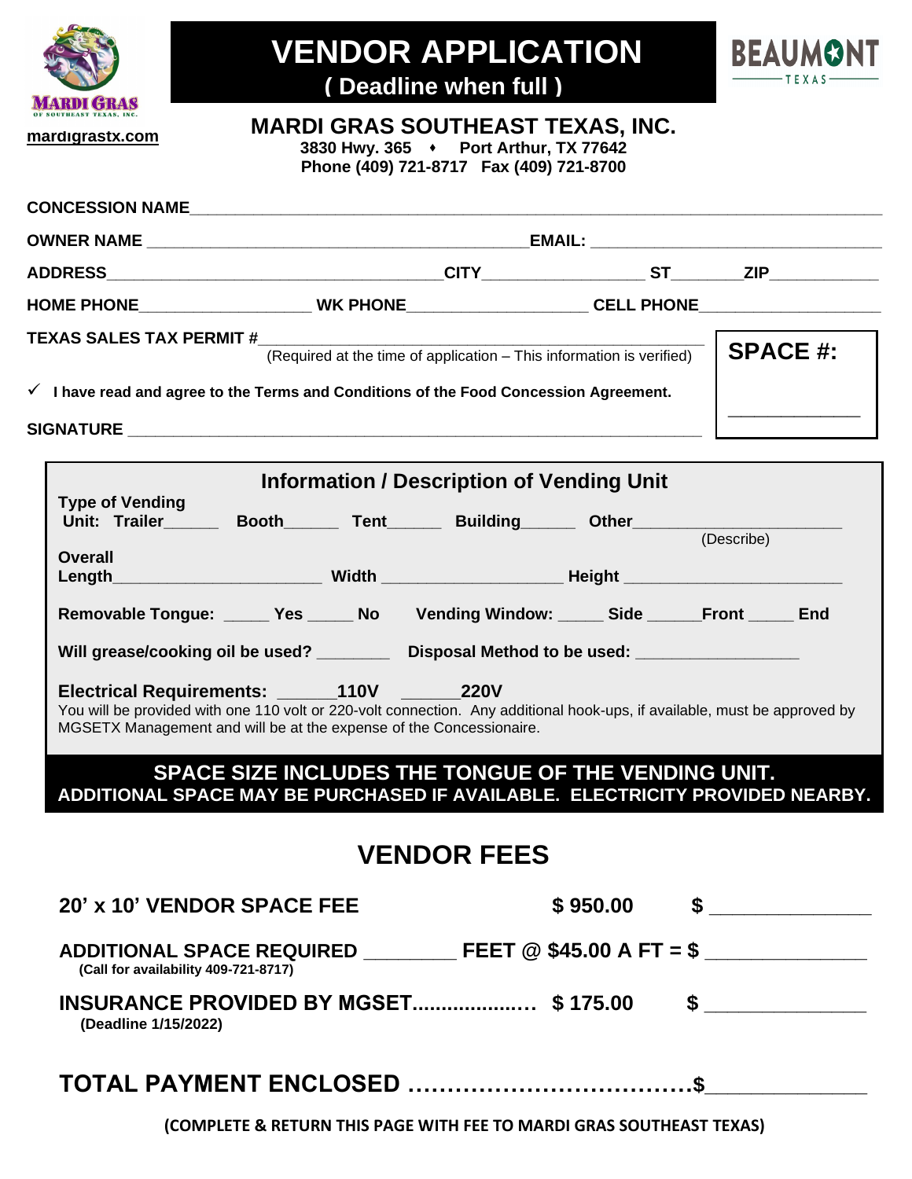# VENDOR APPLICATION

**( Deadline when full )**

mardigrastx.com

## MARDI GRAS SOUTHEAST TEXAS, INC.

**3830 Hwy. 365 ♦ Port Arthur, TX 77642**
**Phone (409) 721-8717 Fax (409) 721-8700**

**CONCESSION NAME**_______________________________________________

**OWNER NAME** ______________________________ **EMAIL:** ______________________

**ADDRESS**______________________ **CITY**____________ **ST**______ **ZIP**__________

**HOME PHONE**______________ **WK PHONE**______________ **CELL PHONE**______________

**TEXAS SALES TAX PERMIT #**_____________________________________
(Required at the time of application – This information is verified)

**SPACE #:** ____________

✓ **I have read and agree to the Terms and Conditions of the Food Concession Agreement.**

**SIGNATURE** _______________________________________________

## Information / Description of Vending Unit

**Type of Vending Unit:** **Trailer**______ **Booth**______ **Tent**______ **Building**______ **Other**______________________ (Describe)

**Overall Length**______________________ **Width** ____________________ **Height** ______________________

**Removable Tongue:** _____ **Yes** _____ **No** **Vending Window:** _____ **Side** ______ **Front** _____ **End**

**Will grease/cooking oil be used?** ________ **Disposal Method to be used:** _________________

**Electrical Requirements:** ______**110V** ______**220V**

You will be provided with one 110 volt or 220-volt connection. Any additional hook-ups, if available, must be approved by MGSETX Management and will be at the expense of the Concessionaire.

**SPACE SIZE INCLUDES THE TONGUE OF THE VENDING UNIT.**
**ADDITIONAL SPACE MAY BE PURCHASED IF AVAILABLE. ELECTRICITY PROVIDED NEARBY.**

## VENDOR FEES

**20' x 10' VENDOR SPACE FEE** **$ 950.00** **$** ______________

**ADDITIONAL SPACE REQUIRED** ________ **FEET @ $45.00 A FT = $** ______________
**(Call for availability 409-721-8717)**

**INSURANCE PROVIDED BY MGSET....................** **$ 175.00** **$** ______________
**(Deadline 1/15/2022)**

**TOTAL PAYMENT ENCLOSED ....................................$**______________

**(COMPLETE & RETURN THIS PAGE WITH FEE TO MARDI GRAS SOUTHEAST TEXAS)**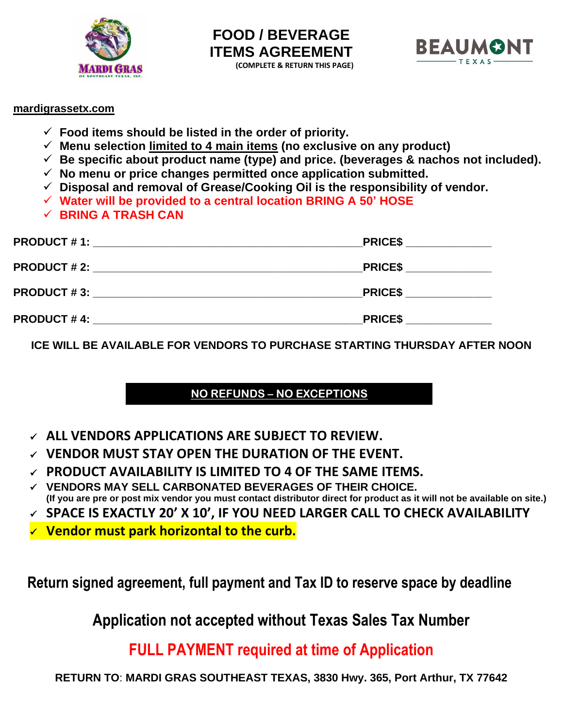# FOOD / BEVERAGE ITEMS AGREEMENT

**(COMPLETE & RETURN THIS PAGE)**

**mardigrassetx.com**

- ✓ **Food items should be listed in the order of priority.**
- ✓ **Menu selection limited to 4 main items (no exclusive on any product)**
- ✓ **Be specific about product name (type) and price. (beverages & nachos not included).**
- ✓ **No menu or price changes permitted once application submitted.**
- ✓ **Disposal and removal of Grease/Cooking Oil is the responsibility of vendor.**
- ✓ **Water will be provided to a central location BRING A 50' HOSE**
- ✓ **BRING A TRASH CAN**

**PRODUCT # 1:** ____________________________________________ **PRICE$** ______________

**PRODUCT # 2:** ____________________________________________ **PRICE$** ______________

**PRODUCT # 3:** ____________________________________________ **PRICE$** ______________

**PRODUCT # 4:** ____________________________________________ **PRICE$** ______________

**ICE WILL BE AVAILABLE FOR VENDORS TO PURCHASE STARTING THURSDAY AFTER NOON**

**NO REFUNDS – NO EXCEPTIONS**

- ✓ **ALL VENDORS APPLICATIONS ARE SUBJECT TO REVIEW.**
- ✓ **VENDOR MUST STAY OPEN THE DURATION OF THE EVENT.**
- ✓ **PRODUCT AVAILABILITY IS LIMITED TO 4 OF THE SAME ITEMS.**
- ✓ **VENDORS MAY SELL CARBONATED BEVERAGES OF THEIR CHOICE.**
  **(If you are pre or post mix vendor you must contact distributor direct for product as it will not be available on site.)**
- ✓ **SPACE IS EXACTLY 20' X 10', IF YOU NEED LARGER CALL TO CHECK AVAILABILITY**
- ✓ **Vendor must park horizontal to the curb.**

**Return signed agreement, full payment and Tax ID to reserve space by deadline**

**Application not accepted without Texas Sales Tax Number**

**FULL PAYMENT required at time of Application**

**RETURN TO**: **MARDI GRAS SOUTHEAST TEXAS, 3830 Hwy. 365, Port Arthur, TX 77642**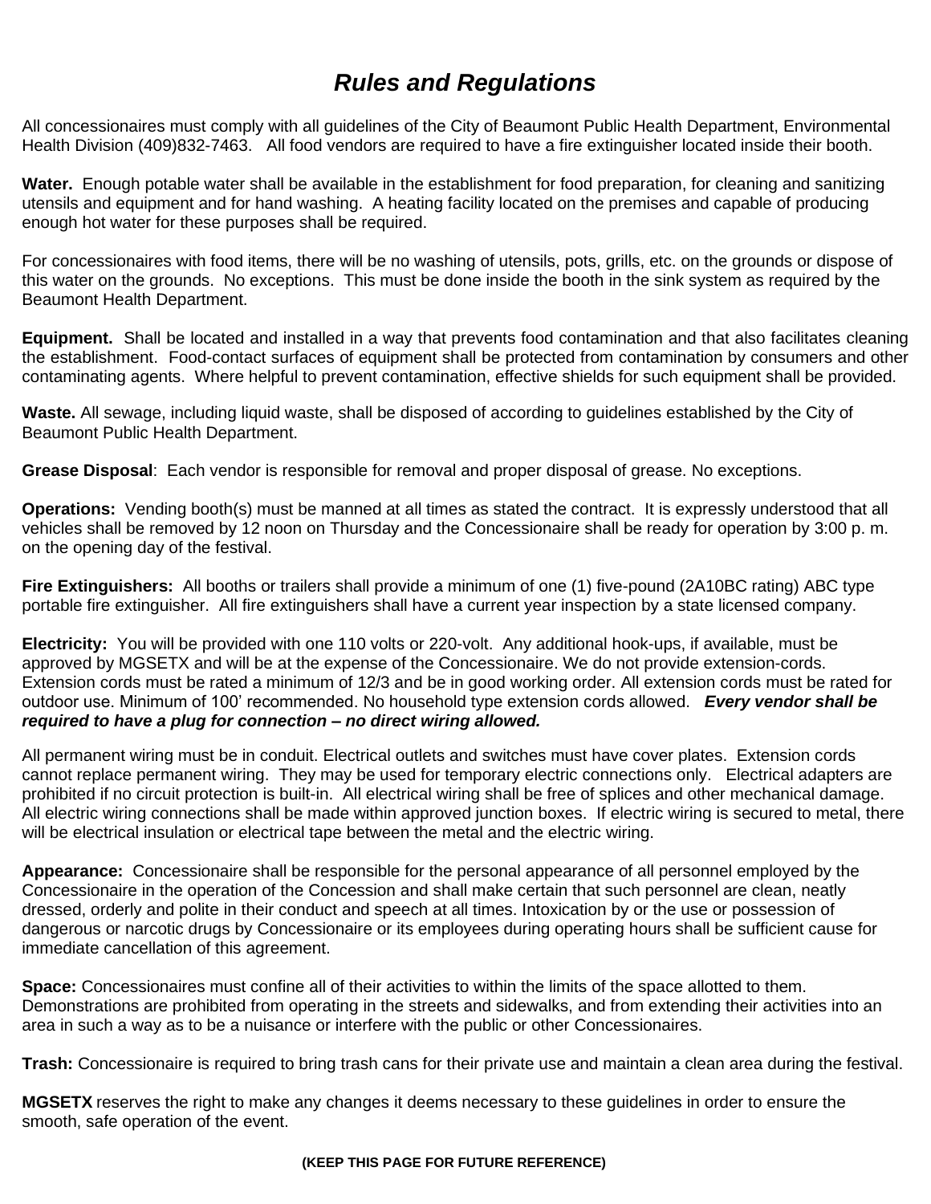# *Rules and Regulations*

All concessionaires must comply with all guidelines of the City of Beaumont Public Health Department, Environmental Health Division (409)832-7463. All food vendors are required to have a fire extinguisher located inside their booth.

**Water.** Enough potable water shall be available in the establishment for food preparation, for cleaning and sanitizing utensils and equipment and for hand washing. A heating facility located on the premises and capable of producing enough hot water for these purposes shall be required.

For concessionaires with food items, there will be no washing of utensils, pots, grills, etc. on the grounds or dispose of this water on the grounds. No exceptions. This must be done inside the booth in the sink system as required by the Beaumont Health Department.

**Equipment.** Shall be located and installed in a way that prevents food contamination and that also facilitates cleaning the establishment. Food-contact surfaces of equipment shall be protected from contamination by consumers and other contaminating agents. Where helpful to prevent contamination, effective shields for such equipment shall be provided.

**Waste.** All sewage, including liquid waste, shall be disposed of according to guidelines established by the City of Beaumont Public Health Department.

**Grease Disposal**: Each vendor is responsible for removal and proper disposal of grease. No exceptions.

**Operations:** Vending booth(s) must be manned at all times as stated the contract. It is expressly understood that all vehicles shall be removed by 12 noon on Thursday and the Concessionaire shall be ready for operation by 3:00 p. m. on the opening day of the festival.

**Fire Extinguishers:** All booths or trailers shall provide a minimum of one (1) five-pound (2A10BC rating) ABC type portable fire extinguisher. All fire extinguishers shall have a current year inspection by a state licensed company.

**Electricity:** You will be provided with one 110 volts or 220-volt. Any additional hook-ups, if available, must be approved by MGSETX and will be at the expense of the Concessionaire. We do not provide extension-cords. Extension cords must be rated a minimum of 12/3 and be in good working order. All extension cords must be rated for outdoor use. Minimum of 100’ recommended. No household type extension cords allowed. ***Every vendor shall be required to have a plug for connection – no direct wiring allowed.***

All permanent wiring must be in conduit. Electrical outlets and switches must have cover plates. Extension cords cannot replace permanent wiring. They may be used for temporary electric connections only. Electrical adapters are prohibited if no circuit protection is built-in. All electrical wiring shall be free of splices and other mechanical damage. All electric wiring connections shall be made within approved junction boxes. If electric wiring is secured to metal, there will be electrical insulation or electrical tape between the metal and the electric wiring.

**Appearance:** Concessionaire shall be responsible for the personal appearance of all personnel employed by the Concessionaire in the operation of the Concession and shall make certain that such personnel are clean, neatly dressed, orderly and polite in their conduct and speech at all times. Intoxication by or the use or possession of dangerous or narcotic drugs by Concessionaire or its employees during operating hours shall be sufficient cause for immediate cancellation of this agreement.

**Space:** Concessionaires must confine all of their activities to within the limits of the space allotted to them. Demonstrations are prohibited from operating in the streets and sidewalks, and from extending their activities into an area in such a way as to be a nuisance or interfere with the public or other Concessionaires.

**Trash:** Concessionaire is required to bring trash cans for their private use and maintain a clean area during the festival.

**MGSETX** reserves the right to make any changes it deems necessary to these guidelines in order to ensure the smooth, safe operation of the event.

**(KEEP THIS PAGE FOR FUTURE REFERENCE)**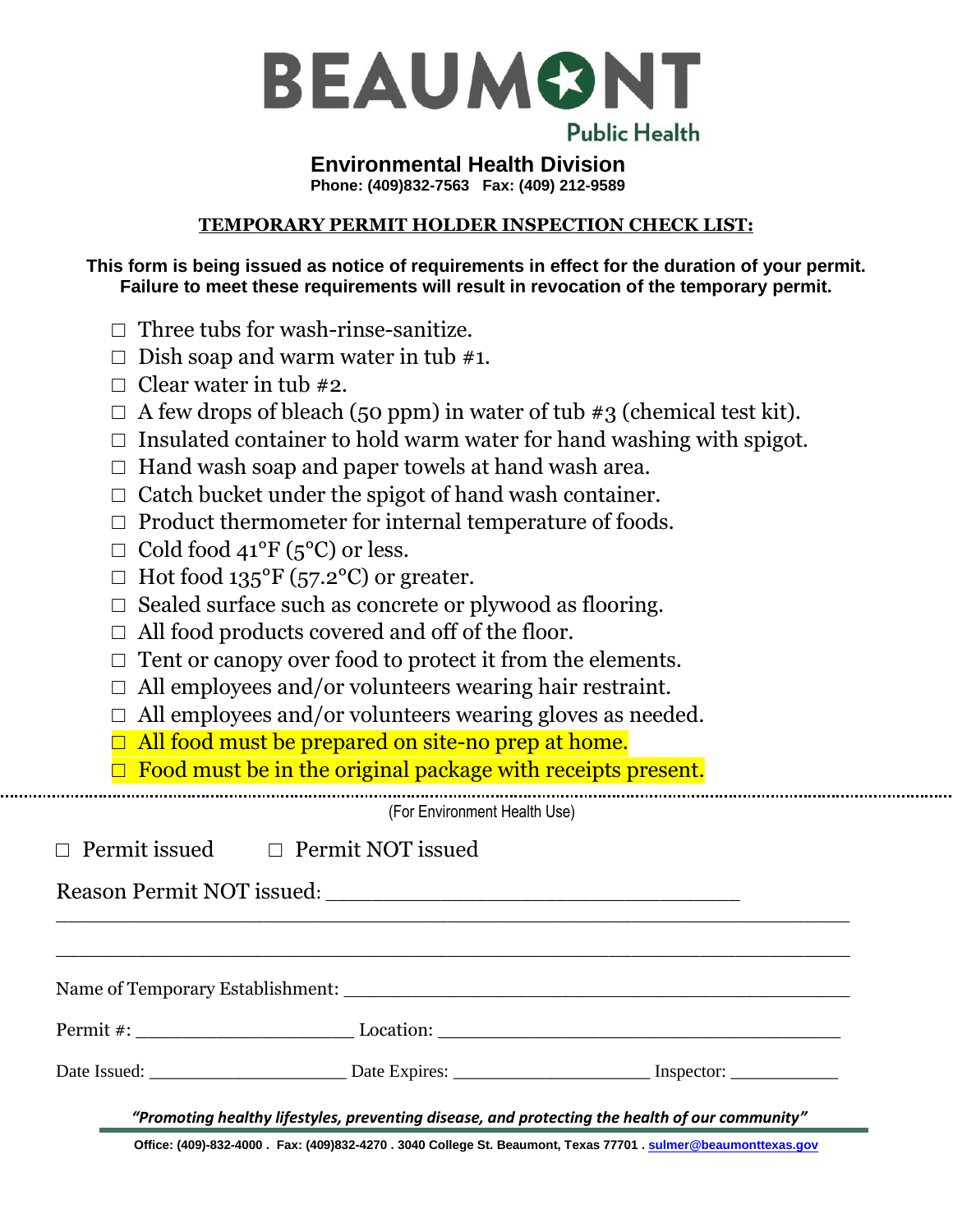# BEAUMONT

Public Health

## Environmental Health Division

**Phone: (409)832-7563 Fax: (409) 212-9589**

**TEMPORARY PERMIT HOLDER INSPECTION CHECK LIST:**

**This form is being issued as notice of requirements in effect for the duration of your permit. Failure to meet these requirements will result in revocation of the temporary permit.**

- ☐ Three tubs for wash-rinse-sanitize.
- ☐ Dish soap and warm water in tub #1.
- ☐ Clear water in tub #2.
- ☐ A few drops of bleach (50 ppm) in water of tub #3 (chemical test kit).
- ☐ Insulated container to hold warm water for hand washing with spigot.
- ☐ Hand wash soap and paper towels at hand wash area.
- ☐ Catch bucket under the spigot of hand wash container.
- ☐ Product thermometer for internal temperature of foods.
- ☐ Cold food 41°F (5°C) or less.
- ☐ Hot food 135°F (57.2°C) or greater.
- ☐ Sealed surface such as concrete or plywood as flooring.
- ☐ All food products covered and off of the floor.
- ☐ Tent or canopy over food to protect it from the elements.
- ☐ All employees and/or volunteers wearing hair restraint.
- ☐ All employees and/or volunteers wearing gloves as needed.
- ☐ All food must be prepared on site-no prep at home.
- ☐ Food must be in the original package with receipts present.

---

(For Environment Health Use)

☐ Permit issued ☐ Permit NOT issued

Reason Permit NOT issued: ________________________________

____________________________________________________________

____________________________________________________________

Name of Temporary Establishment: ______________________________________________

Permit #: ____________________ Location: ______________________________________

Date Issued: ____________________ Date Expires: ____________________ Inspector: ___________

*"Promoting healthy lifestyles, preventing disease, and protecting the health of our community"*

**Office: (409)-832-4000 . Fax: (409)832-4270 . 3040 College St. Beaumont, Texas 77701 . sulmer@beaumonttexas.gov**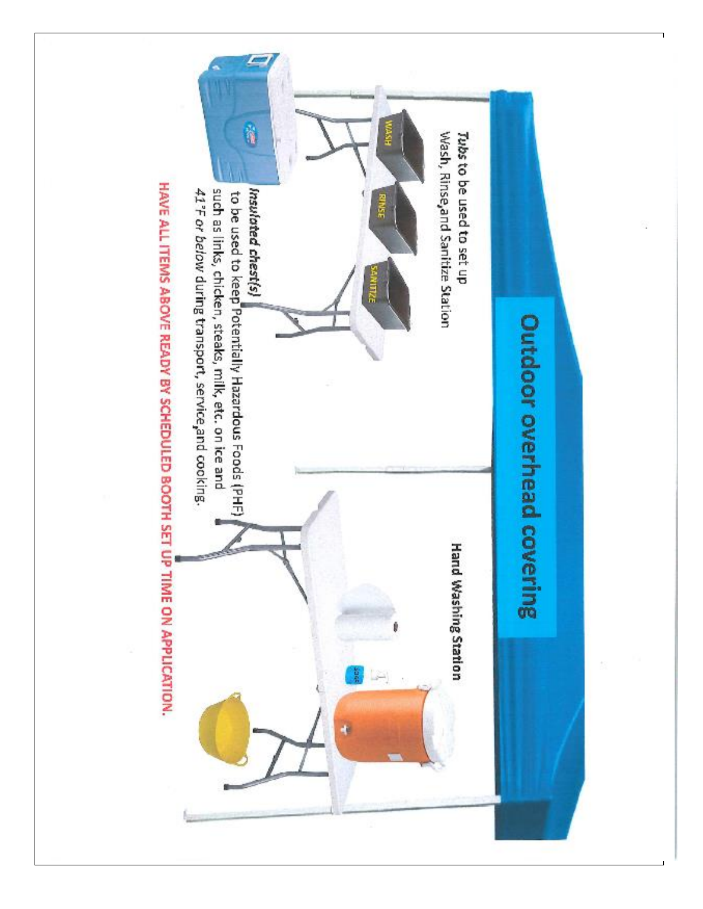# Outdoor overhead covering

***Tubs*** to be used to set up Wash, Rinse,and Sanitize Station

WASH

RINSE

SANITIZE

**Hand Washing Station**

***Insulated chest(s)*** to be used to keep Potentially Hazardous Foods (PHF) such as links, chicken, steaks, milk, etc. on ice and *41°F or below* during transport, service,and cooking.

**HAVE ALL ITEMS ABOVE READY BY SCHEDULED BOOTH SET UP TIME ON APPLICATION.**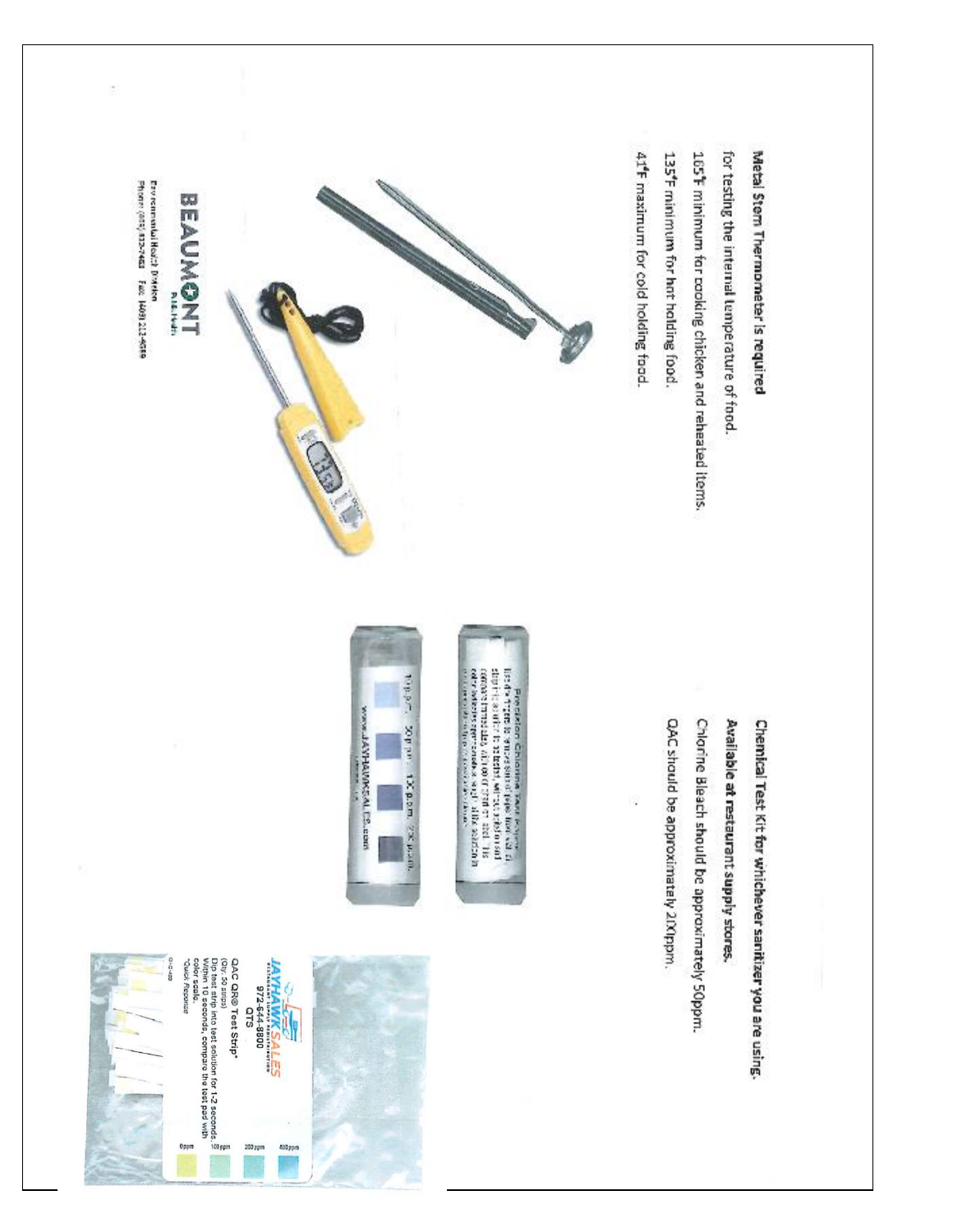**Metal Stem Thermometer is required**

for testing the internal temperature of food.

165°F minimum for cooking chicken and reheated items.

135°F minimum for hot holding food.

41°F maximum for cold holding food.

**BEAUMONT**

Public Health

Environmental Health Division

Phone: (409) 832-7463 Fax: (409) 212-4559

**Chemical Test Kit for whichever sanitizer you are using. Available at restaurant supply stores.**

Chlorine Bleach should be approximately 50ppm.

QAC should be approximately 200ppm.

Precision Chlorine Test Papers

10 p.p.m. 50 p.p.m. 100 p.p.m. 200 p.p.m.

www.JAYHAWKSALES.com

JAYHAWK SALES

RESTAURANT SUPPLY DISTRIBUTION

972-644-8800

QTS

QAC QR® Test Strip*

(Qty. 50 strips)

Dip test strip into test solution for 1-2 seconds. Within 10 seconds, compare the test pad with color scale.

*Quick Response

0ppm 100ppm 200ppm 400ppm